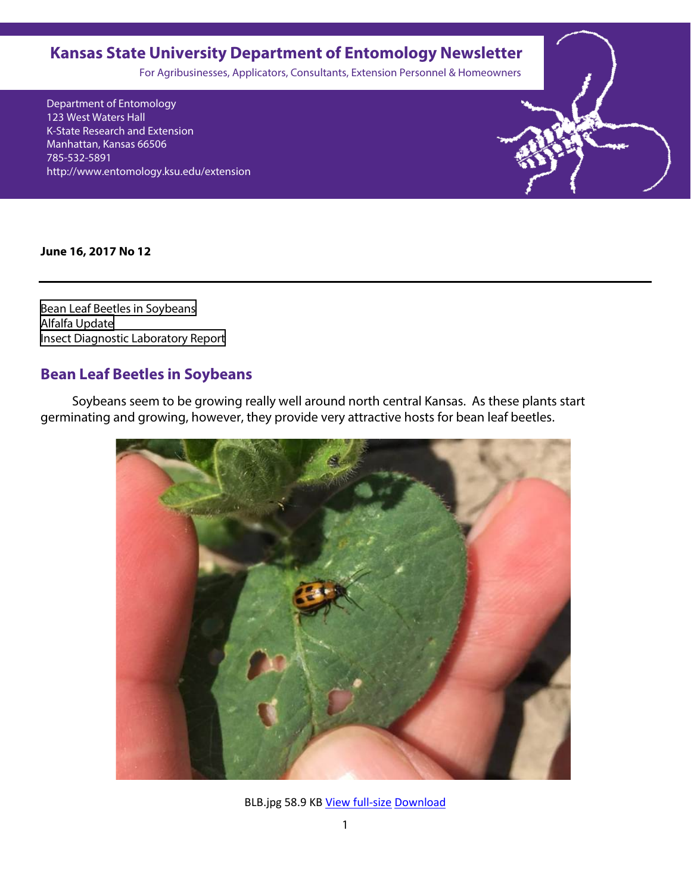# Kansas State University Department of Entomology Newsletter

For Agribusinesses, Applicators, Consultants, Extension Personnel & Homeowners

Department of Entomology
123 West Waters Hall
K-State Research and Extension
Manhattan, Kansas 66506
785-532-5891
http://www.entomology.ksu.edu/extension

**June 16, 2017 No 12**

---

Bean Leaf Beetles in Soybeans
Alfalfa Update
Insect Diagnostic Laboratory Report

## Bean Leaf Beetles in Soybeans

Soybeans seem to be growing really well around north central Kansas. As these plants start germinating and growing, however, they provide very attractive hosts for bean leaf beetles.

BLB.jpg 58.9 KB View full-size Download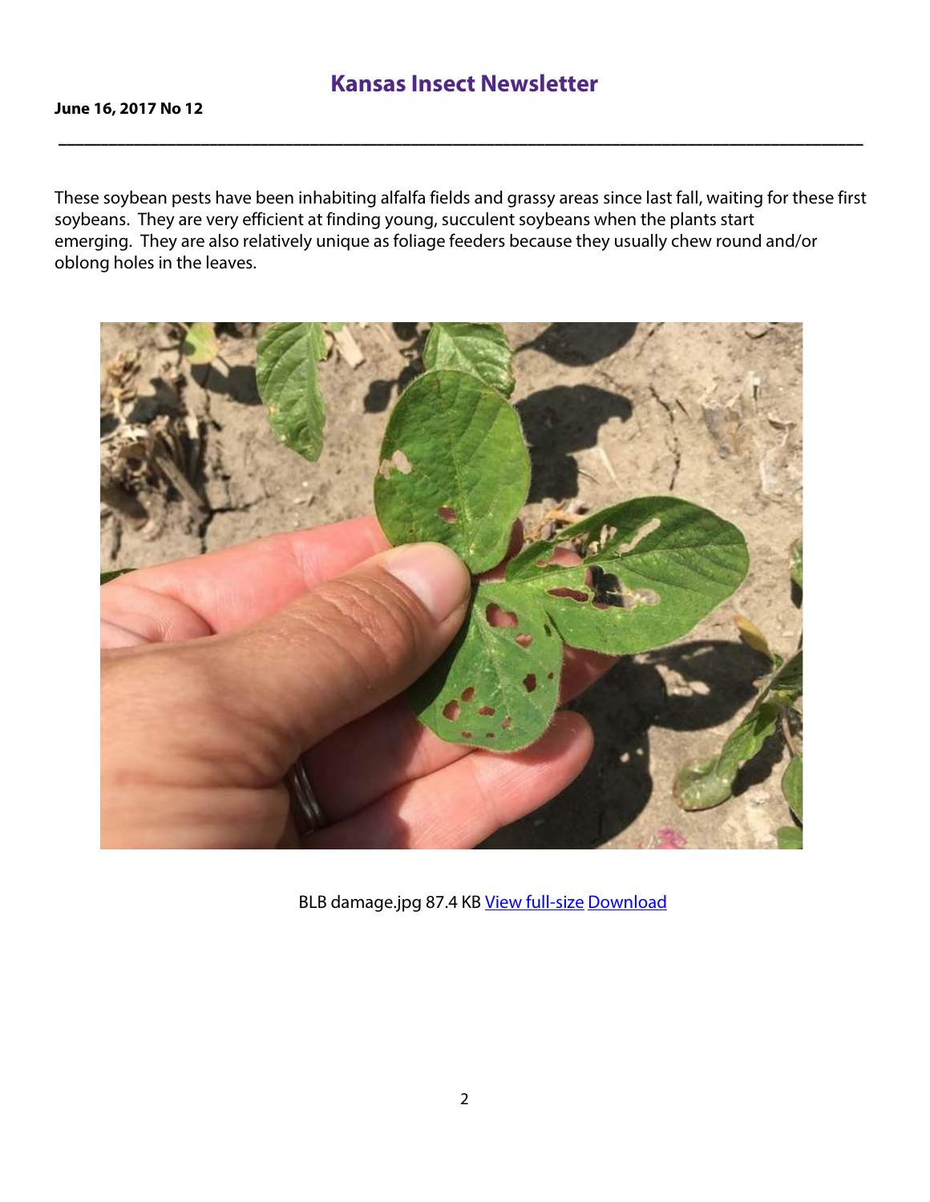These soybean pests have been inhabiting alfalfa fields and grassy areas since last fall, waiting for these first soybeans. They are very efficient at finding young, succulent soybeans when the plants start emerging. They are also relatively unique as foliage feeders because they usually chew round and/or oblong holes in the leaves.

BLB damage.jpg 87.4 KB View full-size Download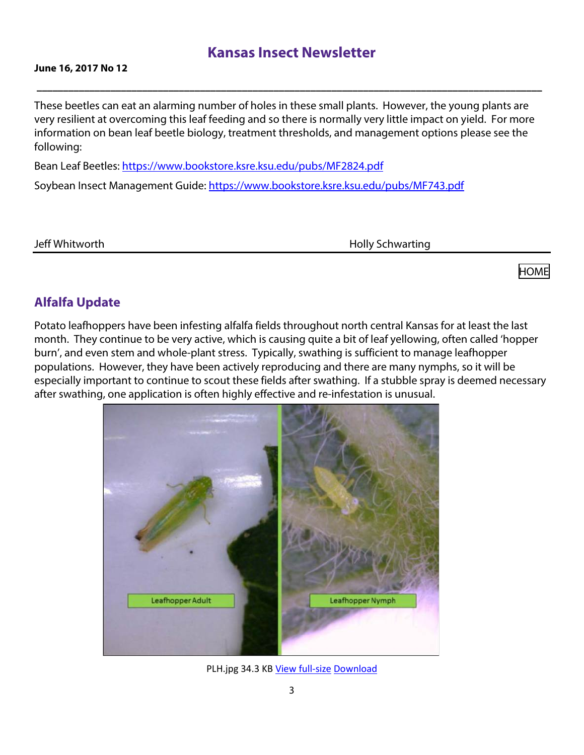These beetles can eat an alarming number of holes in these small plants. However, the young plants are very resilient at overcoming this leaf feeding and so there is normally very little impact on yield. For more information on bean leaf beetle biology, treatment thresholds, and management options please see the following:

Bean Leaf Beetles: https://www.bookstore.ksre.ksu.edu/pubs/MF2824.pdf

Soybean Insect Management Guide: https://www.bookstore.ksre.ksu.edu/pubs/MF743.pdf

Jeff Whitworth                                        Holly Schwarting

HOME

## Alfalfa Update

Potato leafhoppers have been infesting alfalfa fields throughout north central Kansas for at least the last month. They continue to be very active, which is causing quite a bit of leaf yellowing, often called 'hopper burn', and even stem and whole-plant stress. Typically, swathing is sufficient to manage leafhopper populations. However, they have been actively reproducing and there are many nymphs, so it will be especially important to continue to scout these fields after swathing. If a stubble spray is deemed necessary after swathing, one application is often highly effective and re-infestation is unusual.

Leafhopper Adult    Leafhopper Nymph

PLH.jpg 34.3 KB View full-size Download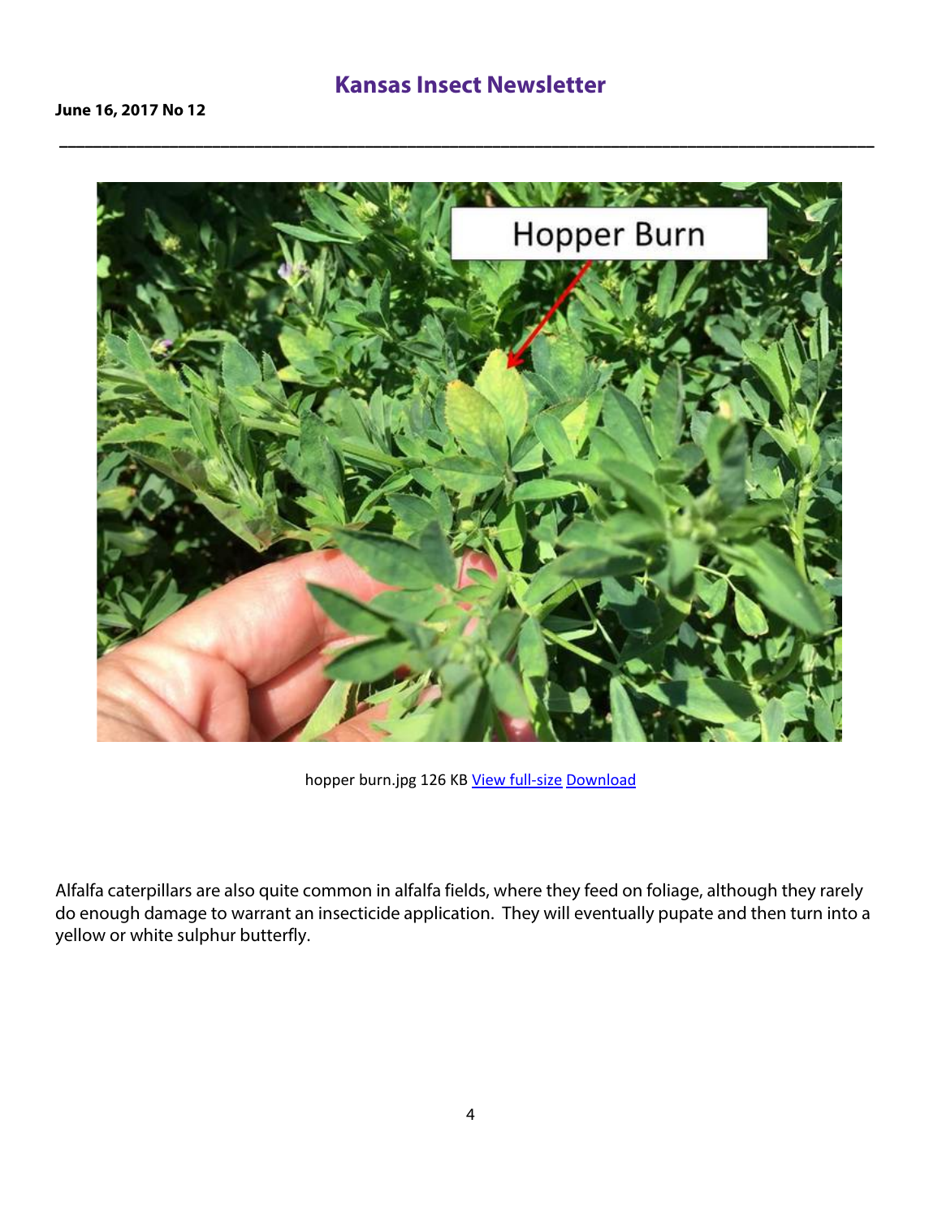hopper burn.jpg 126 KB [View full-size](#) [Download](#)

Alfalfa caterpillars are also quite common in alfalfa fields, where they feed on foliage, although they rarely do enough damage to warrant an insecticide application. They will eventually pupate and then turn into a yellow or white sulphur butterfly.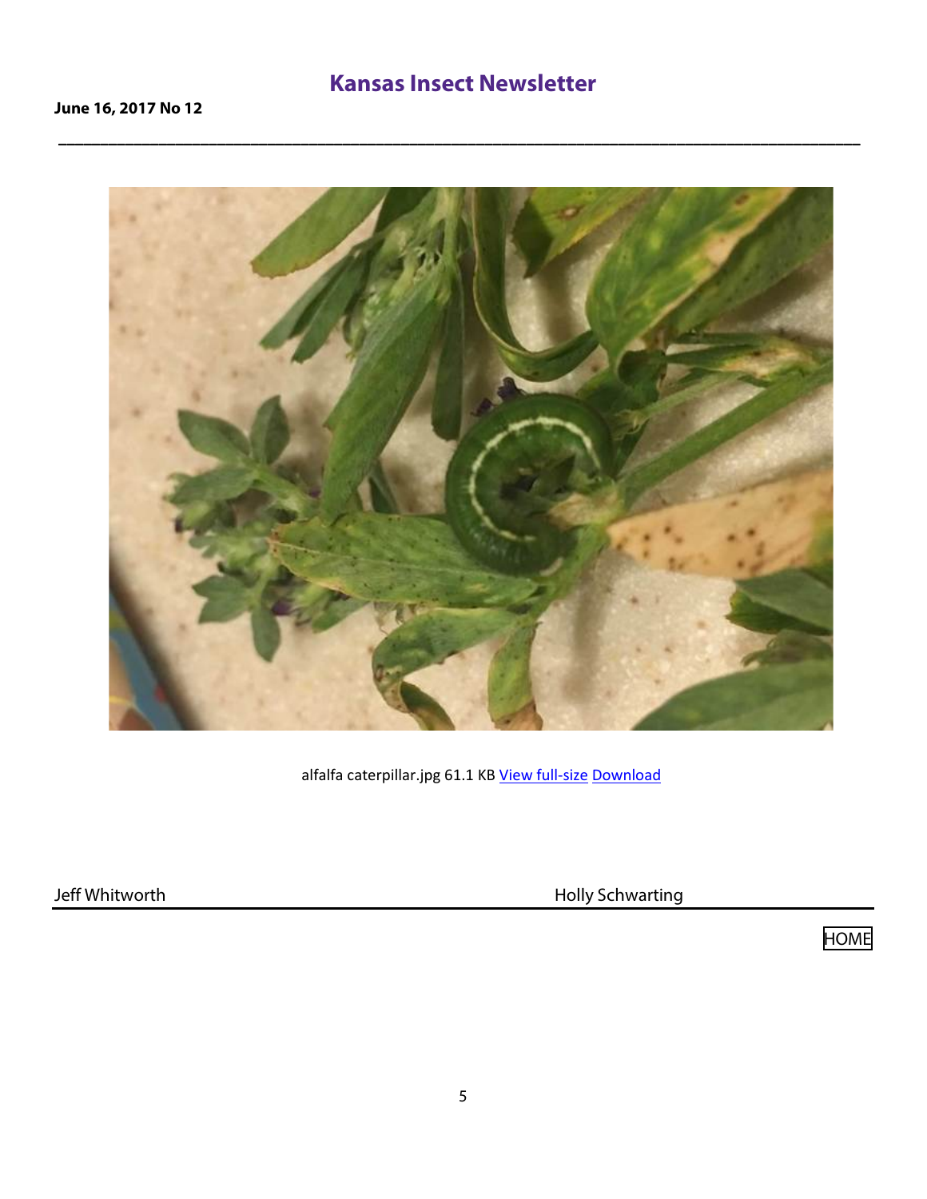alfalfa caterpillar.jpg 61.1 KB View full-size Download

Jeff Whitworth

Holly Schwarting

HOME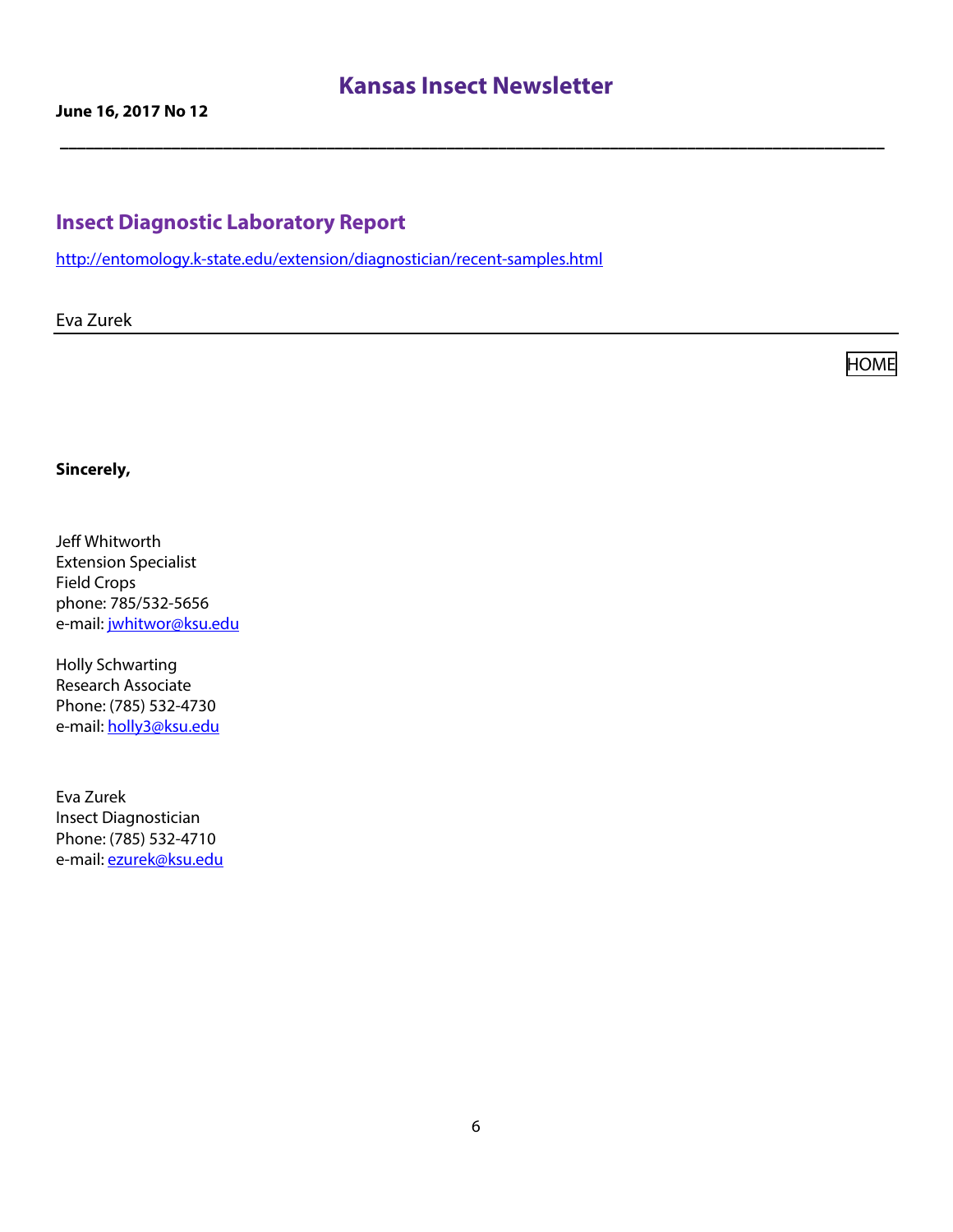# Kansas Insect Newsletter

**June 16, 2017 No 12**

---

## Insect Diagnostic Laboratory Report

http://entomology.k-state.edu/extension/diagnostician/recent-samples.html

Eva Zurek

---

HOME

**Sincerely,**

Jeff Whitworth
Extension Specialist
Field Crops
phone: 785/532-5656
e-mail: jwhitwor@ksu.edu

Holly Schwarting
Research Associate
Phone: (785) 532-4730
e-mail: holly3@ksu.edu

Eva Zurek
Insect Diagnostician
Phone: (785) 532-4710
e-mail: ezurek@ksu.edu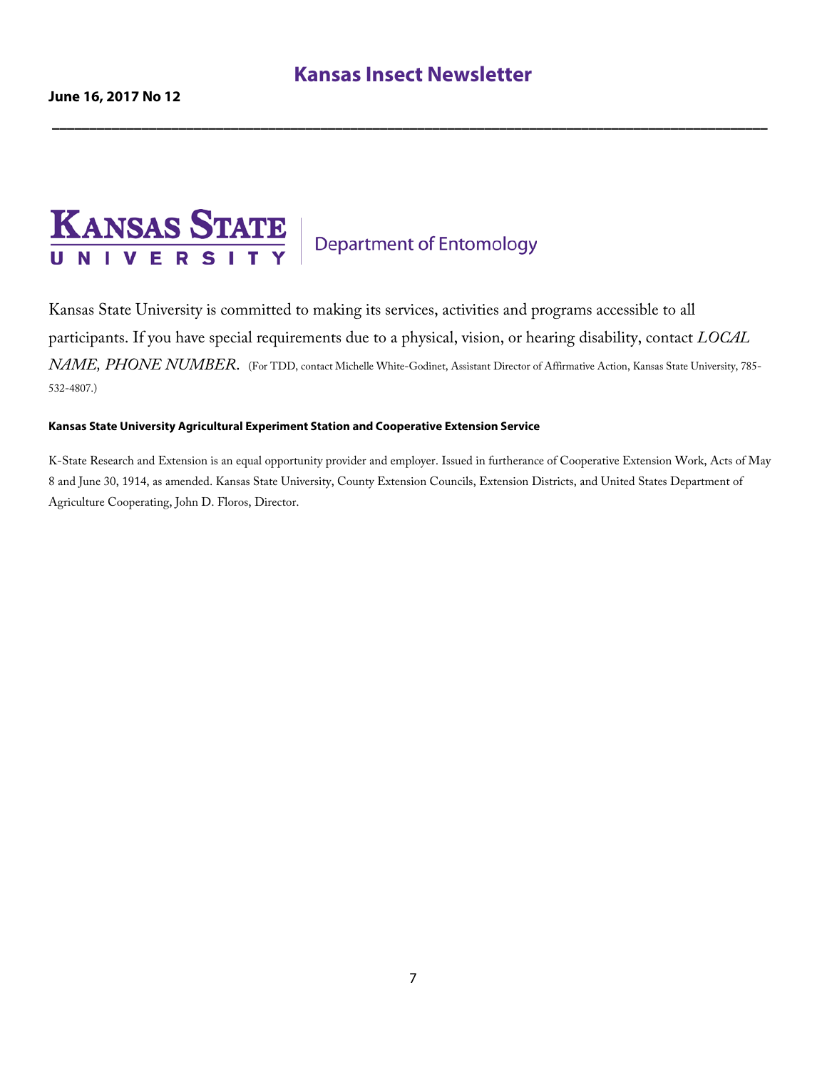**Kansas State University Department of Entomology**

Kansas State University is committed to making its services, activities and programs accessible to all participants. If you have special requirements due to a physical, vision, or hearing disability, contact *LOCAL NAME, PHONE NUMBER*. (For TDD, contact Michelle White-Godinet, Assistant Director of Affirmative Action, Kansas State University, 785-532-4807.)

**Kansas State University Agricultural Experiment Station and Cooperative Extension Service**

K-State Research and Extension is an equal opportunity provider and employer. Issued in furtherance of Cooperative Extension Work, Acts of May 8 and June 30, 1914, as amended. Kansas State University, County Extension Councils, Extension Districts, and United States Department of Agriculture Cooperating, John D. Floros, Director.